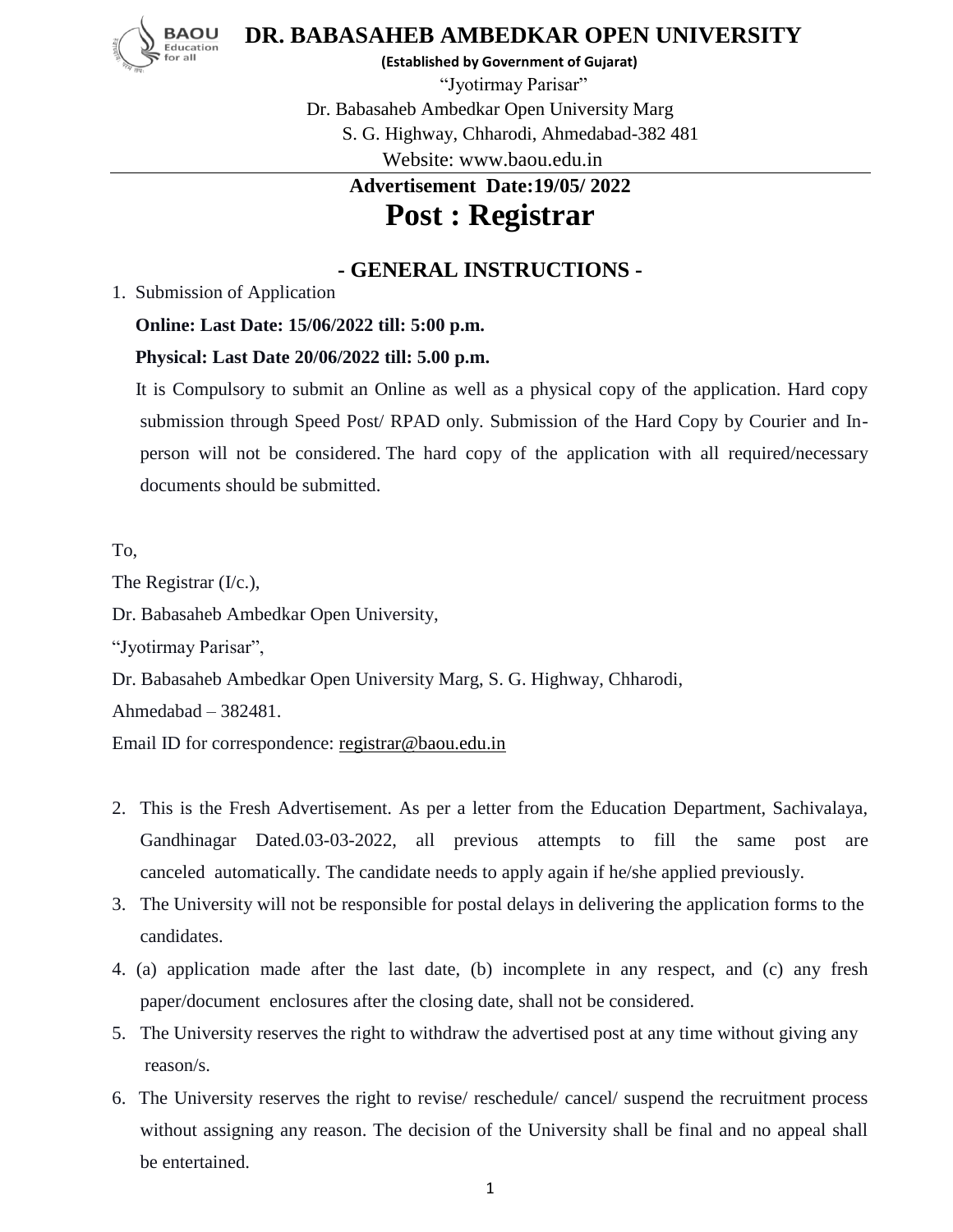# DR. BABASAHEB AMBEDKAR OPEN UNIVERSITY

**(Established by Government of Gujarat)**

"Jyotirmay Parisar"

Dr. Babasaheb Ambedkar Open University Marg

S. G. Highway, Chharodi, Ahmedabad-382 481

Website: www.baou.edu.in

**Advertisement Date:19/05/ 2022**

# Post : Registrar

## - GENERAL INSTRUCTIONS -

1. Submission of Application

   **Online: Last Date: 15/06/2022 till: 5:00 p.m.**

   **Physical: Last Date 20/06/2022 till: 5.00 p.m.**

   It is Compulsory to submit an Online as well as a physical copy of the application. Hard copy submission through Speed Post/ RPAD only. Submission of the Hard Copy by Courier and In-person will not be considered. The hard copy of the application with all required/necessary documents should be submitted.

To,

The Registrar (I/c.),

Dr. Babasaheb Ambedkar Open University,

"Jyotirmay Parisar",

Dr. Babasaheb Ambedkar Open University Marg, S. G. Highway, Chharodi,

Ahmedabad – 382481.

Email ID for correspondence: registrar@baou.edu.in

2. This is the Fresh Advertisement. As per a letter from the Education Department, Sachivalaya, Gandhinagar Dated.03-03-2022, all previous attempts to fill the same post are canceled automatically. The candidate needs to apply again if he/she applied previously.
3. The University will not be responsible for postal delays in delivering the application forms to the candidates.
4. (a) application made after the last date, (b) incomplete in any respect, and (c) any fresh paper/document enclosures after the closing date, shall not be considered.
5. The University reserves the right to withdraw the advertised post at any time without giving any reason/s.
6. The University reserves the right to revise/ reschedule/ cancel/ suspend the recruitment process without assigning any reason. The decision of the University shall be final and no appeal shall be entertained.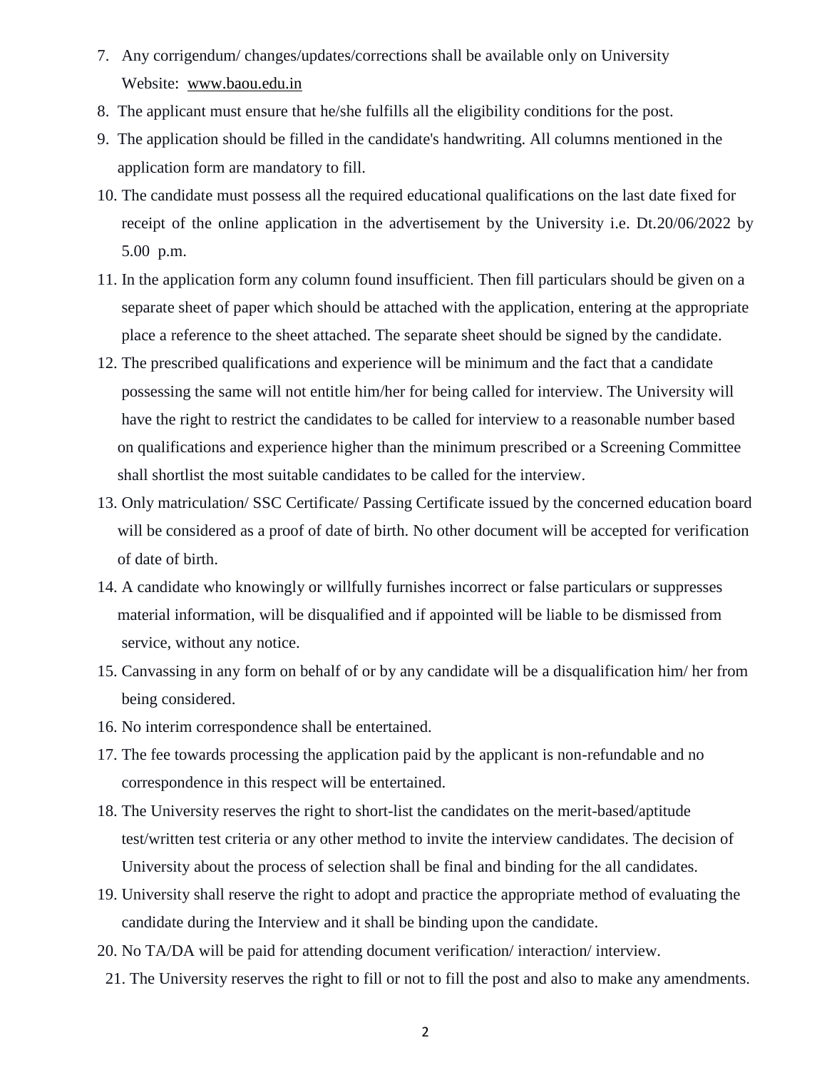7. Any corrigendum/ changes/updates/corrections shall be available only on University Website: www.baou.edu.in
8. The applicant must ensure that he/she fulfills all the eligibility conditions for the post.
9. The application should be filled in the candidate's handwriting. All columns mentioned in the application form are mandatory to fill.
10. The candidate must possess all the required educational qualifications on the last date fixed for receipt of the online application in the advertisement by the University i.e. Dt.20/06/2022 by 5.00 p.m.
11. In the application form any column found insufficient. Then fill particulars should be given on a separate sheet of paper which should be attached with the application, entering at the appropriate place a reference to the sheet attached. The separate sheet should be signed by the candidate.
12. The prescribed qualifications and experience will be minimum and the fact that a candidate possessing the same will not entitle him/her for being called for interview. The University will have the right to restrict the candidates to be called for interview to a reasonable number based on qualifications and experience higher than the minimum prescribed or a Screening Committee shall shortlist the most suitable candidates to be called for the interview.
13. Only matriculation/ SSC Certificate/ Passing Certificate issued by the concerned education board will be considered as a proof of date of birth. No other document will be accepted for verification of date of birth.
14. A candidate who knowingly or willfully furnishes incorrect or false particulars or suppresses material information, will be disqualified and if appointed will be liable to be dismissed from service, without any notice.
15. Canvassing in any form on behalf of or by any candidate will be a disqualification him/ her from being considered.
16. No interim correspondence shall be entertained.
17. The fee towards processing the application paid by the applicant is non-refundable and no correspondence in this respect will be entertained.
18. The University reserves the right to short-list the candidates on the merit-based/aptitude test/written test criteria or any other method to invite the interview candidates. The decision of University about the process of selection shall be final and binding for the all candidates.
19. University shall reserve the right to adopt and practice the appropriate method of evaluating the candidate during the Interview and it shall be binding upon the candidate.
20. No TA/DA will be paid for attending document verification/ interaction/ interview.
21. The University reserves the right to fill or not to fill the post and also to make any amendments.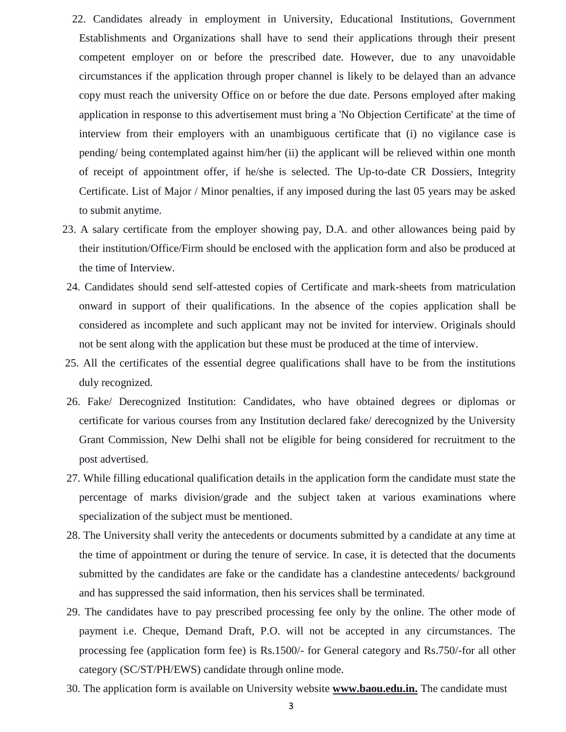22. Candidates already in employment in University, Educational Institutions, Government Establishments and Organizations shall have to send their applications through their present competent employer on or before the prescribed date. However, due to any unavoidable circumstances if the application through proper channel is likely to be delayed than an advance copy must reach the university Office on or before the due date. Persons employed after making application in response to this advertisement must bring a 'No Objection Certificate' at the time of interview from their employers with an unambiguous certificate that (i) no vigilance case is pending/ being contemplated against him/her (ii) the applicant will be relieved within one month of receipt of appointment offer, if he/she is selected. The Up-to-date CR Dossiers, Integrity Certificate. List of Major / Minor penalties, if any imposed during the last 05 years may be asked to submit anytime.
23. A salary certificate from the employer showing pay, D.A. and other allowances being paid by their institution/Office/Firm should be enclosed with the application form and also be produced at the time of Interview.
24. Candidates should send self-attested copies of Certificate and mark-sheets from matriculation onward in support of their qualifications. In the absence of the copies application shall be considered as incomplete and such applicant may not be invited for interview. Originals should not be sent along with the application but these must be produced at the time of interview.
25. All the certificates of the essential degree qualifications shall have to be from the institutions duly recognized.
26. Fake/ Derecognized Institution: Candidates, who have obtained degrees or diplomas or certificate for various courses from any Institution declared fake/ derecognized by the University Grant Commission, New Delhi shall not be eligible for being considered for recruitment to the post advertised.
27. While filling educational qualification details in the application form the candidate must state the percentage of marks division/grade and the subject taken at various examinations where specialization of the subject must be mentioned.
28. The University shall verity the antecedents or documents submitted by a candidate at any time at the time of appointment or during the tenure of service. In case, it is detected that the documents submitted by the candidates are fake or the candidate has a clandestine antecedents/ background and has suppressed the said information, then his services shall be terminated.
29. The candidates have to pay prescribed processing fee only by the online. The other mode of payment i.e. Cheque, Demand Draft, P.O. will not be accepted in any circumstances. The processing fee (application form fee) is Rs.1500/- for General category and Rs.750/-for all other category (SC/ST/PH/EWS) candidate through online mode.
30. The application form is available on University website **www.baou.edu.in.** The candidate must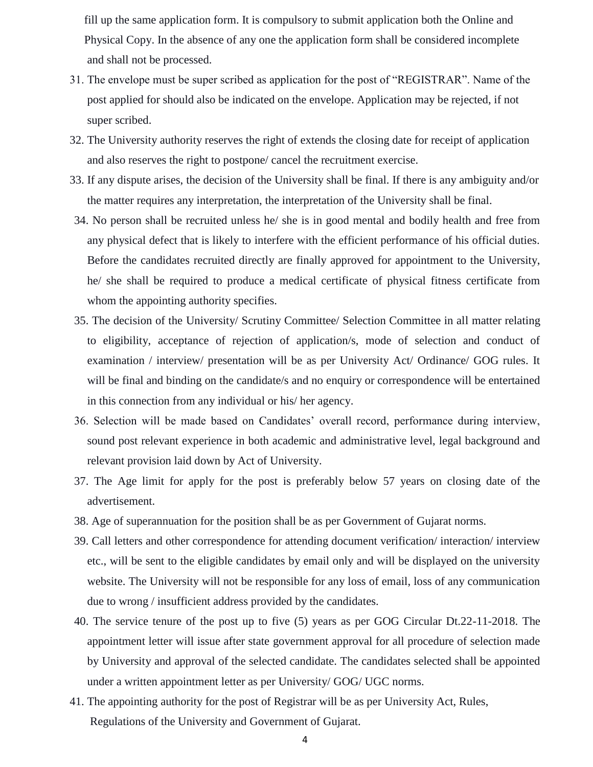fill up the same application form. It is compulsory to submit application both the Online and Physical Copy. In the absence of any one the application form shall be considered incomplete and shall not be processed.

31. The envelope must be super scribed as application for the post of "REGISTRAR". Name of the post applied for should also be indicated on the envelope. Application may be rejected, if not super scribed.
32. The University authority reserves the right of extends the closing date for receipt of application and also reserves the right to postpone/ cancel the recruitment exercise.
33. If any dispute arises, the decision of the University shall be final. If there is any ambiguity and/or the matter requires any interpretation, the interpretation of the University shall be final.
34. No person shall be recruited unless he/ she is in good mental and bodily health and free from any physical defect that is likely to interfere with the efficient performance of his official duties. Before the candidates recruited directly are finally approved for appointment to the University, he/ she shall be required to produce a medical certificate of physical fitness certificate from whom the appointing authority specifies.
35. The decision of the University/ Scrutiny Committee/ Selection Committee in all matter relating to eligibility, acceptance of rejection of application/s, mode of selection and conduct of examination / interview/ presentation will be as per University Act/ Ordinance/ GOG rules. It will be final and binding on the candidate/s and no enquiry or correspondence will be entertained in this connection from any individual or his/ her agency.
36. Selection will be made based on Candidates' overall record, performance during interview, sound post relevant experience in both academic and administrative level, legal background and relevant provision laid down by Act of University.
37. The Age limit for apply for the post is preferably below 57 years on closing date of the advertisement.
38. Age of superannuation for the position shall be as per Government of Gujarat norms.
39. Call letters and other correspondence for attending document verification/ interaction/ interview etc., will be sent to the eligible candidates by email only and will be displayed on the university website. The University will not be responsible for any loss of email, loss of any communication due to wrong / insufficient address provided by the candidates.
40. The service tenure of the post up to five (5) years as per GOG Circular Dt.22-11-2018. The appointment letter will issue after state government approval for all procedure of selection made by University and approval of the selected candidate. The candidates selected shall be appointed under a written appointment letter as per University/ GOG/ UGC norms.
41. The appointing authority for the post of Registrar will be as per University Act, Rules, Regulations of the University and Government of Gujarat.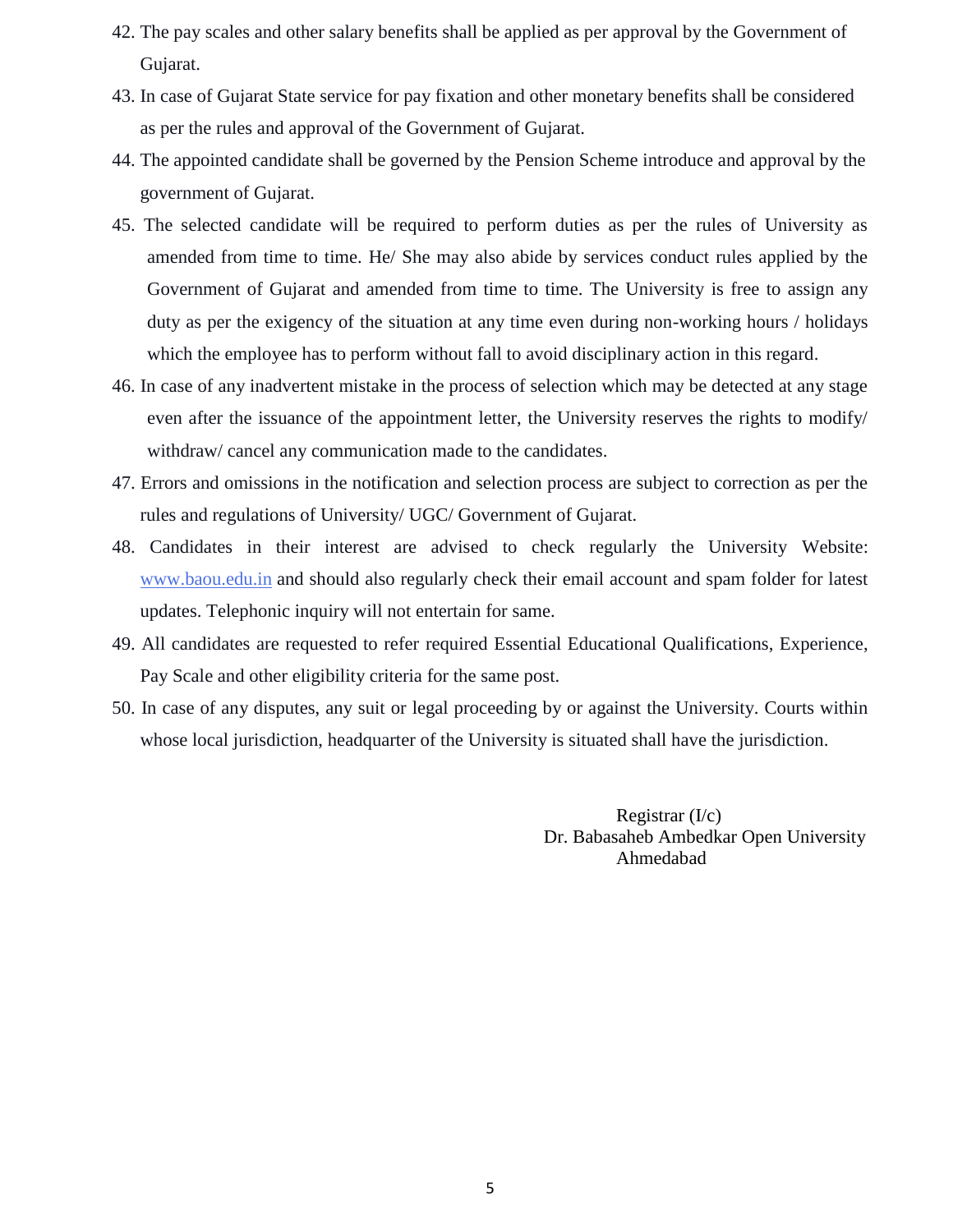42. The pay scales and other salary benefits shall be applied as per approval by the Government of Gujarat.
43. In case of Gujarat State service for pay fixation and other monetary benefits shall be considered as per the rules and approval of the Government of Gujarat.
44. The appointed candidate shall be governed by the Pension Scheme introduce and approval by the government of Gujarat.
45. The selected candidate will be required to perform duties as per the rules of University as amended from time to time. He/ She may also abide by services conduct rules applied by the Government of Gujarat and amended from time to time. The University is free to assign any duty as per the exigency of the situation at any time even during non-working hours / holidays which the employee has to perform without fall to avoid disciplinary action in this regard.
46. In case of any inadvertent mistake in the process of selection which may be detected at any stage even after the issuance of the appointment letter, the University reserves the rights to modify/ withdraw/ cancel any communication made to the candidates.
47. Errors and omissions in the notification and selection process are subject to correction as per the rules and regulations of University/ UGC/ Government of Gujarat.
48. Candidates in their interest are advised to check regularly the University Website: www.baou.edu.in and should also regularly check their email account and spam folder for latest updates. Telephonic inquiry will not entertain for same.
49. All candidates are requested to refer required Essential Educational Qualifications, Experience, Pay Scale and other eligibility criteria for the same post.
50. In case of any disputes, any suit or legal proceeding by or against the University. Courts within whose local jurisdiction, headquarter of the University is situated shall have the jurisdiction.

Registrar (I/c)
Dr. Babasaheb Ambedkar Open University
Ahmedabad